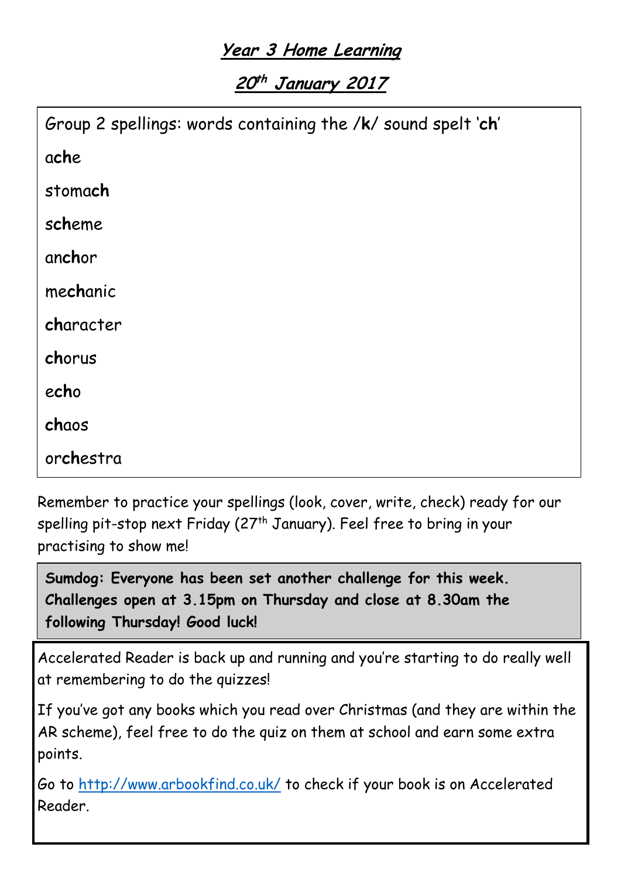# *Year 3 Home Learning*

## *20th January 2017*

Group 2 spellings: words containing the /**k**/ sound spelt '**ch**'

a**ch**e

stoma**ch**

s**ch**eme

an**ch**or

me**ch**anic

**ch**aracter

**ch**orus

e**ch**o

**ch**aos

or**ch**estra

Remember to practice your spellings (look, cover, write, check) ready for our spelling pit-stop next Friday (27th January). Feel free to bring in your practising to show me!

**Sumdog: Everyone has been set another challenge for this week. Challenges open at 3.15pm on Thursday and close at 8.30am the following Thursday! Good luck!**

Accelerated Reader is back up and running and you're starting to do really well at remembering to do the quizzes!

If you've got any books which you read over Christmas (and they are within the AR scheme), feel free to do the quiz on them at school and earn some extra points.

Go to http://www.arbookfind.co.uk/ to check if your book is on Accelerated Reader.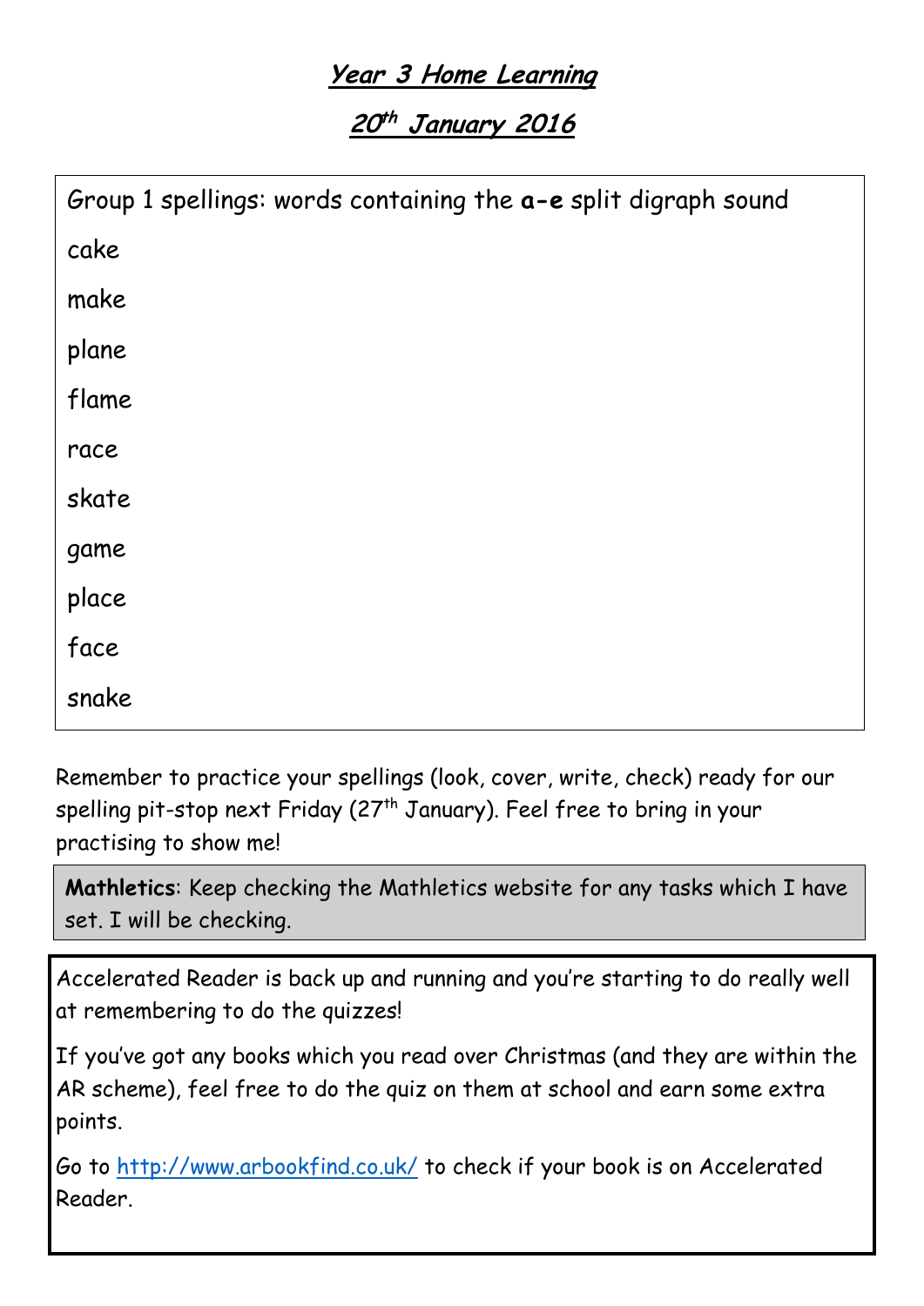# ***Year 3 Home Learning***

## ***20th January 2016***

Group 1 spellings: words containing the **a-e** split digraph sound

cake

make

plane

flame

race

skate

game

place

face

snake

Remember to practice your spellings (look, cover, write, check) ready for our spelling pit-stop next Friday (27th January). Feel free to bring in your practising to show me!

**Mathletics**: Keep checking the Mathletics website for any tasks which I have set. I will be checking.

Accelerated Reader is back up and running and you're starting to do really well at remembering to do the quizzes!

If you've got any books which you read over Christmas (and they are within the AR scheme), feel free to do the quiz on them at school and earn some extra points.

Go to http://www.arbookfind.co.uk/ to check if your book is on Accelerated Reader.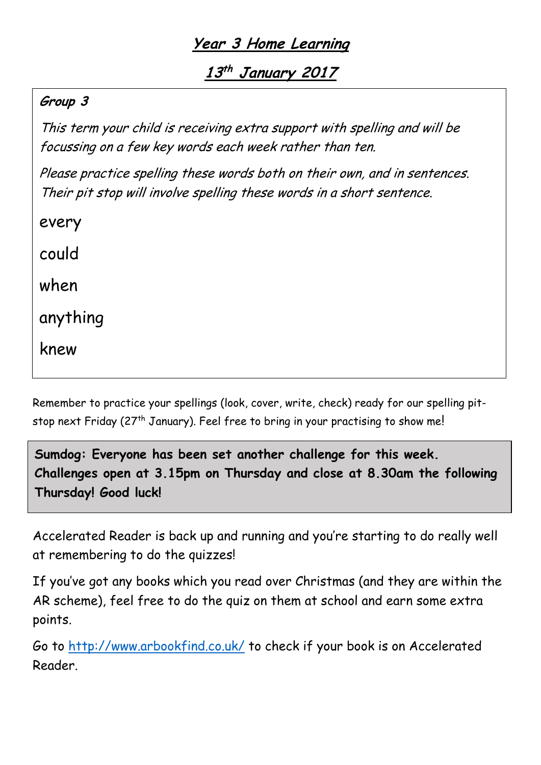# Year 3 Home Learning

## 13th January 2017

***Group 3***

*This term your child is receiving extra support with spelling and will be focussing on a few key words each week rather than ten.*

*Please practice spelling these words both on their own, and in sentences. Their pit stop will involve spelling these words in a short sentence.*

every

could

when

anything

knew

Remember to practice your spellings (look, cover, write, check) ready for our spelling pit-stop next Friday (27th January). Feel free to bring in your practising to show me!

**Sumdog: Everyone has been set another challenge for this week. Challenges open at 3.15pm on Thursday and close at 8.30am the following Thursday! Good luck!**

Accelerated Reader is back up and running and you're starting to do really well at remembering to do the quizzes!

If you've got any books which you read over Christmas (and they are within the AR scheme), feel free to do the quiz on them at school and earn some extra points.

Go to [http://www.arbookfind.co.uk/](http://www.arbookfind.co.uk/) to check if your book is on Accelerated Reader.